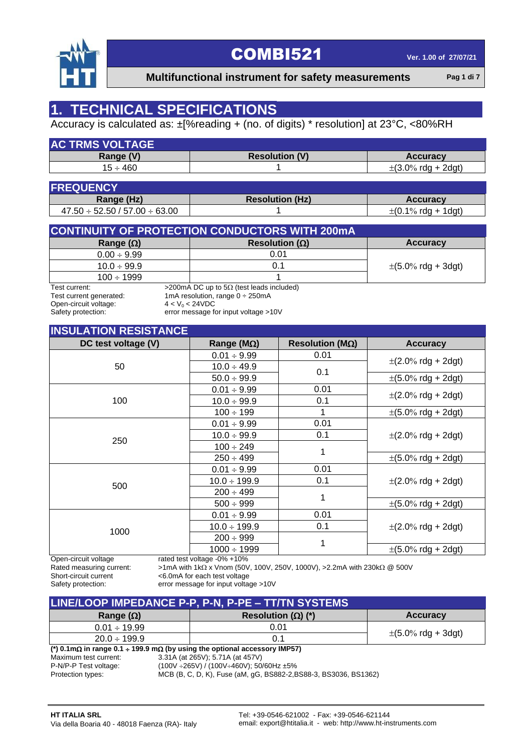# 1. TECHNICAL SPECIFICATIONS

Accuracy is calculated as: ±[%reading + (no. of digits) * resolution] at 23°C, <80%RH

### AC TRMS VOLTAGE

| Range (V) | Resolution (V) | Accuracy |
|---|---|---|
| 15 ÷ 460 | 1 | ±(3.0% rdg + 2dgt) |

### FREQUENCY

| Range (Hz) | Resolution (Hz) | Accuracy |
|---|---|---|
| 47.50 ÷ 52.50 / 57.00 ÷ 63.00 | 1 | ±(0.1% rdg + 1dgt) |

### CONTINUITY OF PROTECTION CONDUCTORS WITH 200mA

| Range (Ω) | Resolution (Ω) | Accuracy |
|---|---|---|
| 0.00 ÷ 9.99 | 0.01 | ±(5.0% rdg + 3dgt) |
| 10.0 ÷ 99.9 | 0.1 | |
| 100 ÷ 1999 | 1 | |

Test current: >200mA DC up to 5Ω (test leads included)
Test current generated: 1mA resolution, range 0 ÷ 250mA
Open-circuit voltage: $4 < V_0 < 24$VDC
Safety protection: error message for input voltage >10V

### INSULATION RESISTANCE

| DC test voltage (V) | Range (MΩ) | Resolution (MΩ) | Accuracy |
|---|---|---|---|
| 50 | 0.01 ÷ 9.99 | 0.01 | ±(2.0% rdg + 2dgt) |
| | 10.0 ÷ 49.9 | 0.1 | |
| | 50.0 ÷ 99.9 | | ±(5.0% rdg + 2dgt) |
| 100 | 0.01 ÷ 9.99 | 0.01 | ±(2.0% rdg + 2dgt) |
| | 10.0 ÷ 99.9 | 0.1 | |
| | 100 ÷ 199 | 1 | ±(5.0% rdg + 2dgt) |
| 250 | 0.01 ÷ 9.99 | 0.01 | ±(2.0% rdg + 2dgt) |
| | 10.0 ÷ 99.9 | 0.1 | |
| | 100 ÷ 249 | 1 | |
| | 250 ÷ 499 | | ±(5.0% rdg + 2dgt) |
| 500 | 0.01 ÷ 9.99 | 0.01 | ±(2.0% rdg + 2dgt) |
| | 10.0 ÷ 199.9 | 0.1 | |
| | 200 ÷ 499 | 1 | |
| | 500 ÷ 999 | | ±(5.0% rdg + 2dgt) |
| 1000 | 0.01 ÷ 9.99 | 0.01 | ±(2.0% rdg + 2dgt) |
| | 10.0 ÷ 199.9 | 0.1 | |
| | 200 ÷ 999 | 1 | |
| | 1000 ÷ 1999 | | ±(5.0% rdg + 2dgt) |

Open-circuit voltage: rated test voltage -0% +10%
Rated measuring current: >1mA with 1kΩ x Vnom (50V, 100V, 250V, 1000V), >2.2mA with 230kΩ @ 500V
Short-circuit current: <6.0mA for each test voltage
Safety protection: error message for input voltage >10V

### LINE/LOOP IMPEDANCE P-P, P-N, P-PE – TT/TN SYSTEMS

| Range (Ω) | Resolution (Ω) (*) | Accuracy |
|---|---|---|
| 0.01 ÷ 19.99 | 0.01 | ±(5.0% rdg + 3dgt) |
| 20.0 ÷ 199.9 | 0.1 | |

**(\*) 0.1mΩ in range 0.1 ÷ 199.9 mΩ (by using the optional accessory IMP57)**

Maximum test current: 3.31A (at 265V); 5.71A (at 457V)
P-N/P-P Test voltage: (100V ÷265V) / (100V÷460V); 50/60Hz ±5%
Protection types: MCB (B, C, D, K), Fuse (aM, gG, BS882-2,BS88-3, BS3036, BS1362)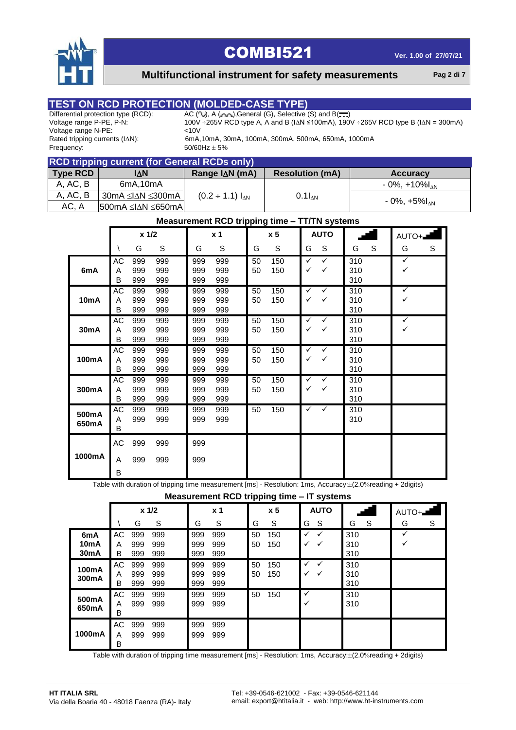## TEST ON RCD PROTECTION (MOLDED-CASE TYPE)

Differential protection type (RCD): AC (∿), A (⩇),General (G), Selective (S) and B(⎓)
Voltage range P-PE, P-N: 100V ÷265V RCD type A, A and B (IΔN ≤100mA), 190V ÷265V RCD type B (IΔN = 300mA)
Voltage range N-PE: <10V
Rated tripping currents (IΔN): 6mA,10mA, 30mA, 100mA, 300mA, 500mA, 650mA, 1000mA
Frequency: 50/60Hz ± 5%

### RCD tripping current (for General RCDs only)

| Type RCD | IΔN | Range IΔN (mA) | Resolution (mA) | Accuracy |
|---|---|---|---|---|
| A, AC, B | 6mA,10mA | $(0.2 \div 1.1)\ I_{\Delta N}$ | $0.1 I_{\Delta N}$ | $-0\%, +10\% I_{\Delta N}$ |
| A, AC, B | 30mA ≤IΔN ≤300mA | | | $-0\%, +5\% I_{\Delta N}$ |
| AC, A | 500mA ≤IΔN ≤650mA | | | |

### Measurement RCD tripping time – TT/TN systems

| | | x 1/2 | | x 1 | | x 5 | | AUTO | | ramp | | AUTO+ramp | |
|---|---|---|---|---|---|---|---|---|---|---|---|---|---|
| | \ | G | S | G | S | G | S | G | S | G | S | G | S |
| 6mA | AC | 999 | 999 | 999 | 999 | 50 | 150 | ✓ | ✓ | 310 | | ✓ | |
| | A | 999 | 999 | 999 | 999 | 50 | 150 | ✓ | ✓ | 310 | | ✓ | |
| | B | 999 | 999 | 999 | 999 | | | | | 310 | | | |
| 10mA | AC | 999 | 999 | 999 | 999 | 50 | 150 | ✓ | ✓ | 310 | | ✓ | |
| | A | 999 | 999 | 999 | 999 | 50 | 150 | ✓ | ✓ | 310 | | ✓ | |
| | B | 999 | 999 | 999 | 999 | | | | | 310 | | | |
| 30mA | AC | 999 | 999 | 999 | 999 | 50 | 150 | ✓ | ✓ | 310 | | ✓ | |
| | A | 999 | 999 | 999 | 999 | 50 | 150 | ✓ | ✓ | 310 | | ✓ | |
| | B | 999 | 999 | 999 | 999 | | | | | 310 | | | |
| 100mA | AC | 999 | 999 | 999 | 999 | 50 | 150 | ✓ | ✓ | 310 | | | |
| | A | 999 | 999 | 999 | 999 | 50 | 150 | ✓ | ✓ | 310 | | | |
| | B | 999 | 999 | 999 | 999 | | | | | 310 | | | |
| 300mA | AC | 999 | 999 | 999 | 999 | 50 | 150 | ✓ | ✓ | 310 | | | |
| | A | 999 | 999 | 999 | 999 | 50 | 150 | ✓ | ✓ | 310 | | | |
| | B | 999 | 999 | 999 | 999 | | | | | 310 | | | |
| 500mA 650mA | AC | 999 | 999 | 999 | 999 | 50 | 150 | ✓ | ✓ | 310 | | | |
| | A | 999 | 999 | 999 | 999 | | | | | 310 | | | |
| | B | | | | | | | | | | | | |
| 1000mA | AC | 999 | 999 | 999 | | | | | | | | | |
| | A | 999 | 999 | 999 | | | | | | | | | |
| | B | | | | | | | | | | | | |

Table with duration of tripping time measurement [ms] - Resolution: 1ms, Accuracy:±(2.0%reading + 2digits)

### Measurement RCD tripping time – IT systems

| | | x 1/2 | | x 1 | | x 5 | | AUTO | | ramp | | AUTO+ramp | |
|---|---|---|---|---|---|---|---|---|---|---|---|---|---|
| | \ | G | S | G | S | G | S | G | S | G | S | G | S |
| 6mA 10mA 30mA | AC | 999 | 999 | 999 | 999 | 50 | 150 | ✓ | ✓ | 310 | | ✓ | |
| | A | 999 | 999 | 999 | 999 | 50 | 150 | ✓ | ✓ | 310 | | ✓ | |
| | B | 999 | 999 | 999 | 999 | | | | | 310 | | | |
| 100mA 300mA | AC | 999 | 999 | 999 | 999 | 50 | 150 | ✓ | ✓ | 310 | | | |
| | A | 999 | 999 | 999 | 999 | 50 | 150 | ✓ | ✓ | 310 | | | |
| | B | 999 | 999 | 999 | 999 | | | | | 310 | | | |
| 500mA 650mA | AC | 999 | 999 | 999 | 999 | 50 | 150 | ✓ | | 310 | | | |
| | A | 999 | 999 | 999 | 999 | | | ✓ | | 310 | | | |
| | B | | | | | | | | | | | | |
| 1000mA | AC | 999 | 999 | 999 | 999 | | | | | | | | |
| | A | 999 | 999 | 999 | 999 | | | | | | | | |
| | B | | | | | | | | | | | | |

Table with duration of tripping time measurement [ms] - Resolution: 1ms, Accuracy:±(2.0%reading + 2digits)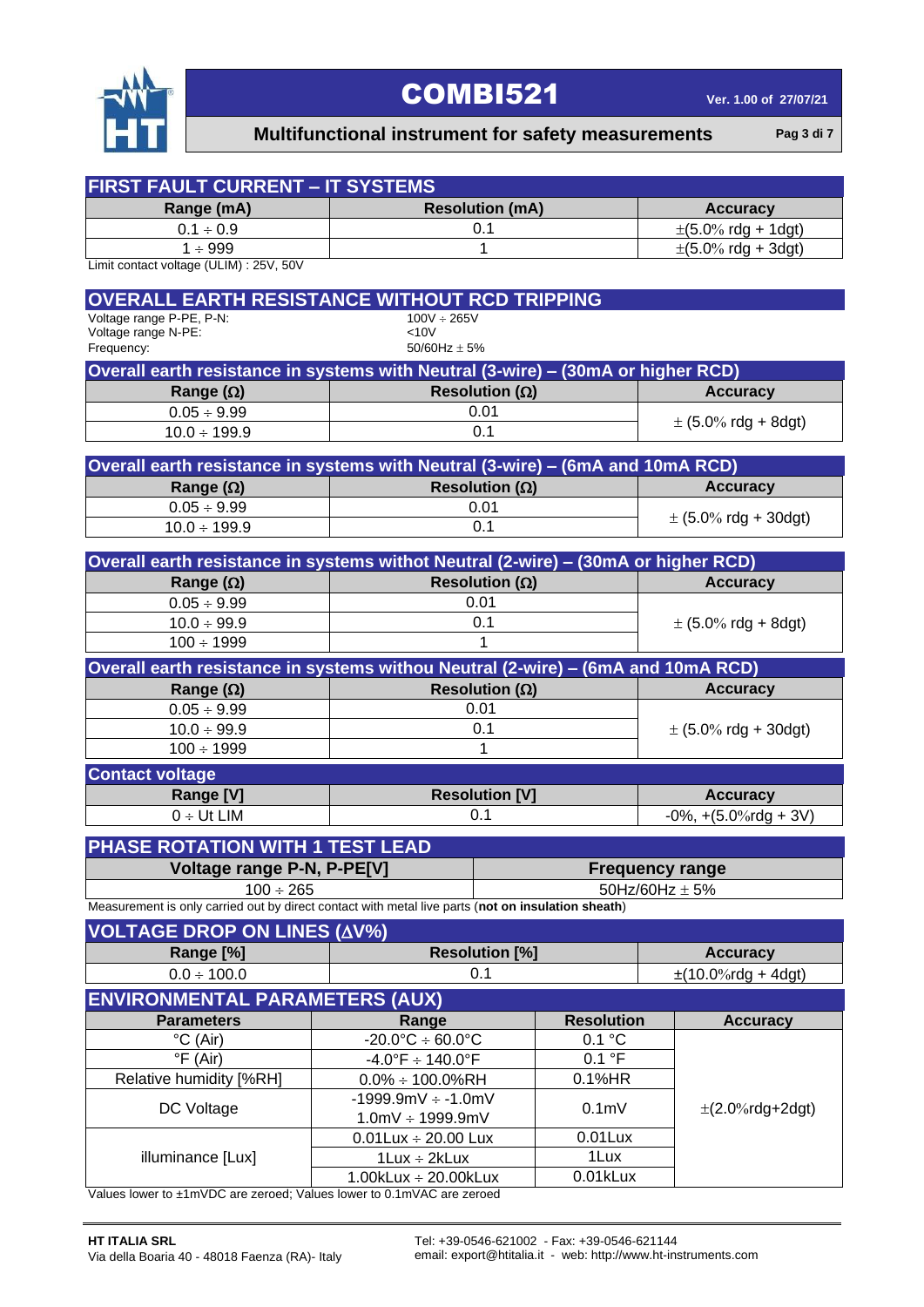## FIRST FAULT CURRENT – IT SYSTEMS

| Range (mA) | Resolution (mA) | Accuracy |
|---|---|---|
| 0.1 ÷ 0.9 | 0.1 | ±(5.0% rdg + 1dgt) |
| 1 ÷ 999 | 1 | ±(5.0% rdg + 3dgt) |

Limit contact voltage (ULIM) : 25V, 50V

## OVERALL EARTH RESISTANCE WITHOUT RCD TRIPPING

Voltage range P-PE, P-N: 100V ÷ 265V
Voltage range N-PE: <10V
Frequency: 50/60Hz ± 5%

### Overall earth resistance in systems with Neutral (3-wire) – (30mA or higher RCD)

| Range (Ω) | Resolution (Ω) | Accuracy |
|---|---|---|
| 0.05 ÷ 9.99 | 0.01 | ± (5.0% rdg + 8dgt) |
| 10.0 ÷ 199.9 | 0.1 | |

### Overall earth resistance in systems with Neutral (3-wire) – (6mA and 10mA RCD)

| Range (Ω) | Resolution (Ω) | Accuracy |
|---|---|---|
| 0.05 ÷ 9.99 | 0.01 | ± (5.0% rdg + 30dgt) |
| 10.0 ÷ 199.9 | 0.1 | |

### Overall earth resistance in systems withot Neutral (2-wire) – (30mA or higher RCD)

| Range (Ω) | Resolution (Ω) | Accuracy |
|---|---|---|
| 0.05 ÷ 9.99 | 0.01 | ± (5.0% rdg + 8dgt) |
| 10.0 ÷ 99.9 | 0.1 | |
| 100 ÷ 1999 | 1 | |

### Overall earth resistance in systems withou Neutral (2-wire) – (6mA and 10mA RCD)

| Range (Ω) | Resolution (Ω) | Accuracy |
|---|---|---|
| 0.05 ÷ 9.99 | 0.01 | ± (5.0% rdg + 30dgt) |
| 10.0 ÷ 99.9 | 0.1 | |
| 100 ÷ 1999 | 1 | |

### Contact voltage

| Range [V] | Resolution [V] | Accuracy |
|---|---|---|
| 0 ÷ Ut LIM | 0.1 | -0%, +(5.0%rdg + 3V) |

## PHASE ROTATION WITH 1 TEST LEAD

| Voltage range P-N, P-PE[V] | Frequency range |
|---|---|
| 100 ÷ 265 | 50Hz/60Hz ± 5% |

Measurement is only carried out by direct contact with metal live parts (**not on insulation sheath**)

## VOLTAGE DROP ON LINES (ΔV%)

| Range [%] | Resolution [%] | Accuracy |
|---|---|---|
| 0.0 ÷ 100.0 | 0.1 | ±(10.0%rdg + 4dgt) |

## ENVIRONMENTAL PARAMETERS (AUX)

| Parameters | Range | Resolution | Accuracy |
|---|---|---|---|
| °C (Air) | -20.0°C ÷ 60.0°C | 0.1 °C | ±(2.0%rdg+2dgt) |
| °F (Air) | -4.0°F ÷ 140.0°F | 0.1 °F | |
| Relative humidity [%RH] | 0.0% ÷ 100.0%RH | 0.1%HR | |
| DC Voltage | -1999.9mV ÷ -1.0mV<br>1.0mV ÷ 1999.9mV | 0.1mV | |
| illuminance [Lux] | 0.01Lux ÷ 20.00 Lux | 0.01Lux | |
| | 1Lux ÷ 2kLux | 1Lux | |
| | 1.00kLux ÷ 20.00kLux | 0.01kLux | |

Values lower to ±1mVDC are zeroed; Values lower to 0.1mVAC are zeroed

**HT ITALIA SRL**
Via della Boaria 40 - 48018 Faenza (RA)- Italy

Tel: +39-0546-621002 - Fax: +39-0546-621144
email: export@htitalia.it - web: http://www.ht-instruments.com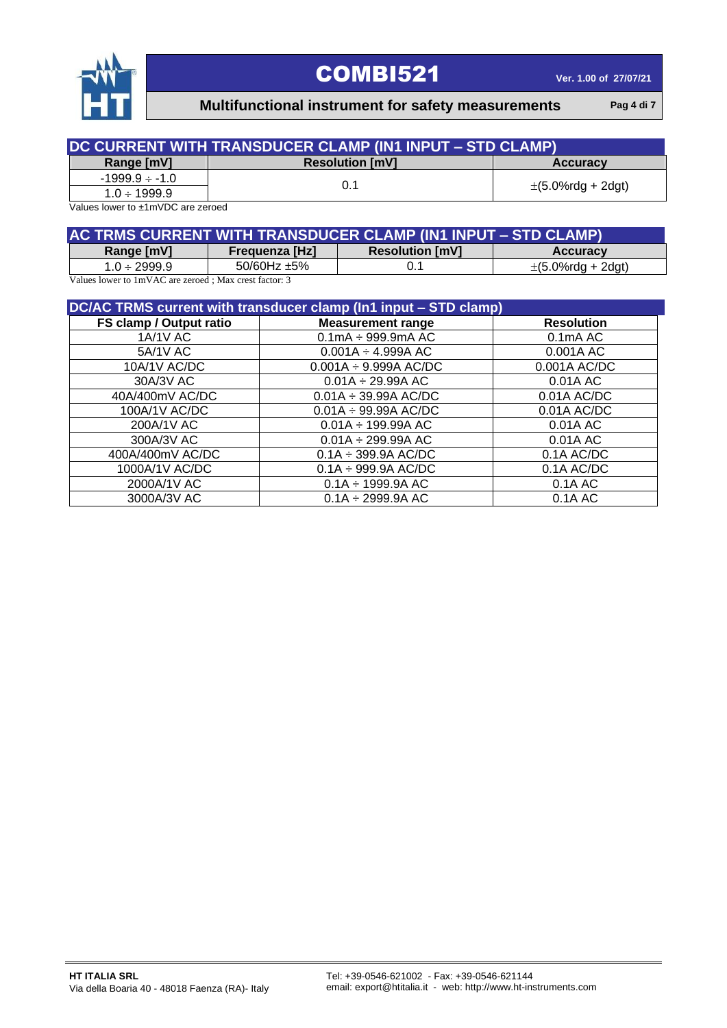## DC CURRENT WITH TRANSDUCER CLAMP (IN1 INPUT – STD CLAMP)

| Range [mV] | Resolution [mV] | Accuracy |
|---|---|---|
| -1999.9 ÷ -1.0 | 0.1 | ±(5.0%rdg + 2dgt) |
| 1.0 ÷ 1999.9 | | |

Values lower to ±1mVDC are zeroed

## AC TRMS CURRENT WITH TRANSDUCER CLAMP (IN1 INPUT – STD CLAMP)

| Range [mV] | Frequenza [Hz] | Resolution [mV] | Accuracy |
|---|---|---|---|
| 1.0 ÷ 2999.9 | 50/60Hz ±5% | 0.1 | ±(5.0%rdg + 2dgt) |

Values lower to 1mVAC are zeroed ; Max crest factor: 3

## DC/AC TRMS current with transducer clamp (In1 input – STD clamp)

| FS clamp / Output ratio | Measurement range | Resolution |
|---|---|---|
| 1A/1V AC | 0.1mA ÷ 999.9mA AC | 0.1mA AC |
| 5A/1V AC | 0.001A ÷ 4.999A AC | 0.001A AC |
| 10A/1V AC/DC | 0.001A ÷ 9.999A AC/DC | 0.001A AC/DC |
| 30A/3V AC | 0.01A ÷ 29.99A AC | 0.01A AC |
| 40A/400mV AC/DC | 0.01A ÷ 39.99A AC/DC | 0.01A AC/DC |
| 100A/1V AC/DC | 0.01A ÷ 99.99A AC/DC | 0.01A AC/DC |
| 200A/1V AC | 0.01A ÷ 199.99A AC | 0.01A AC |
| 300A/3V AC | 0.01A ÷ 299.99A AC | 0.01A AC |
| 400A/400mV AC/DC | 0.1A ÷ 399.9A AC/DC | 0.1A AC/DC |
| 1000A/1V AC/DC | 0.1A ÷ 999.9A AC/DC | 0.1A AC/DC |
| 2000A/1V AC | 0.1A ÷ 1999.9A AC | 0.1A AC |
| 3000A/3V AC | 0.1A ÷ 2999.9A AC | 0.1A AC |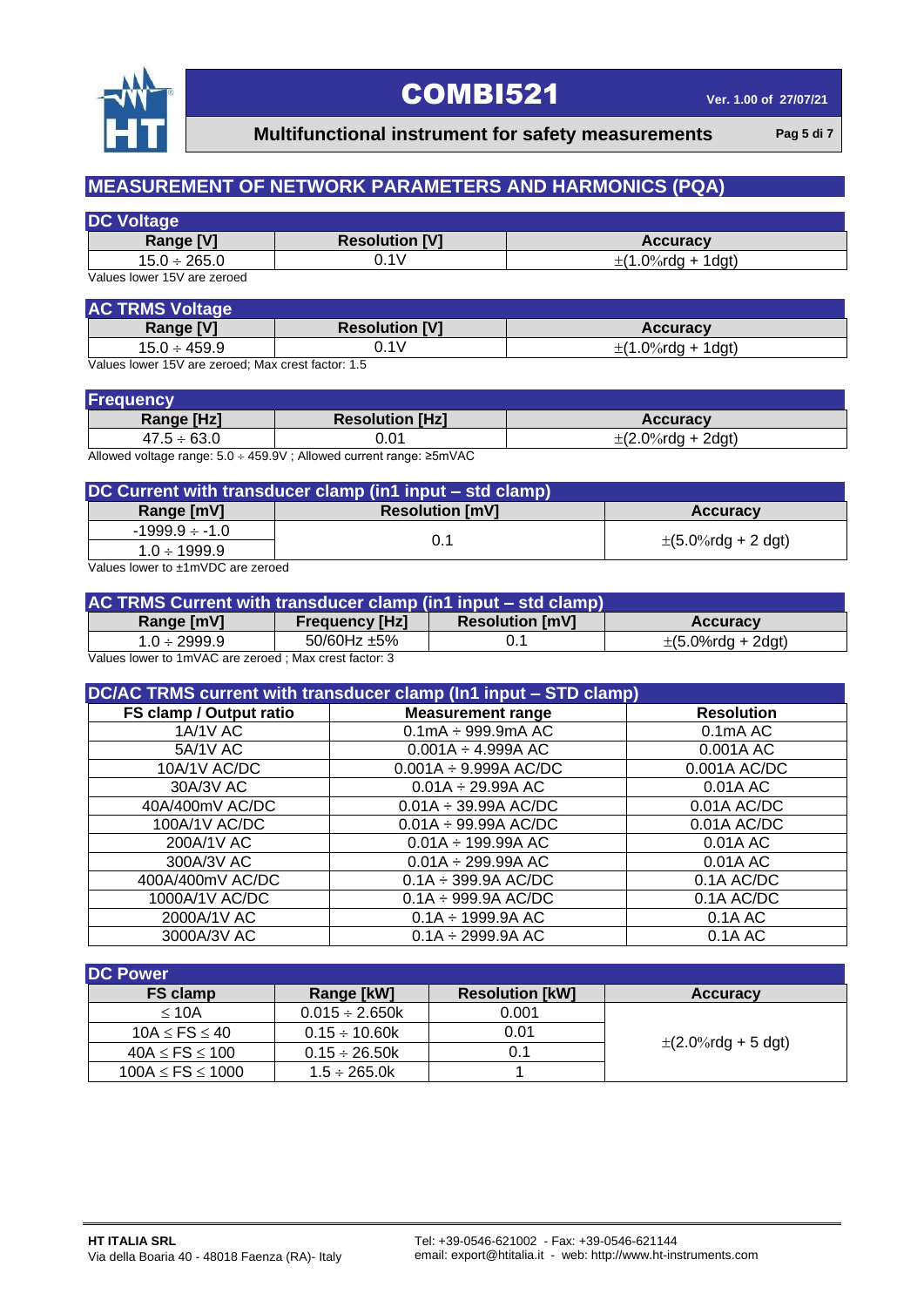## MEASUREMENT OF NETWORK PARAMETERS AND HARMONICS (PQA)

### DC Voltage

| Range [V] | Resolution [V] | Accuracy |
|---|---|---|
| 15.0 ÷ 265.0 | 0.1V | ±(1.0%rdg + 1dgt) |

Values lower 15V are zeroed

### AC TRMS Voltage

| Range [V] | Resolution [V] | Accuracy |
|---|---|---|
| 15.0 ÷ 459.9 | 0.1V | ±(1.0%rdg + 1dgt) |

Values lower 15V are zeroed; Max crest factor: 1.5

### Frequency

| Range [Hz] | Resolution [Hz] | Accuracy |
|---|---|---|
| 47.5 ÷ 63.0 | 0.01 | ±(2.0%rdg + 2dgt) |

Allowed voltage range: 5.0 ÷ 459.9V ; Allowed current range: ≥5mVAC

### DC Current with transducer clamp (in1 input – std clamp)

| Range [mV] | Resolution [mV] | Accuracy |
|---|---|---|
| -1999.9 ÷ -1.0 | 0.1 | ±(5.0%rdg + 2 dgt) |
| 1.0 ÷ 1999.9 | | |

Values lower to ±1mVDC are zeroed

### AC TRMS Current with transducer clamp (in1 input – std clamp)

| Range [mV] | Frequency [Hz] | Resolution [mV] | Accuracy |
|---|---|---|---|
| 1.0 ÷ 2999.9 | 50/60Hz ±5% | 0.1 | ±(5.0%rdg + 2dgt) |

Values lower to 1mVAC are zeroed ; Max crest factor: 3

### DC/AC TRMS current with transducer clamp (In1 input – STD clamp)

| FS clamp / Output ratio | Measurement range | Resolution |
|---|---|---|
| 1A/1V AC | 0.1mA ÷ 999.9mA AC | 0.1mA AC |
| 5A/1V AC | 0.001A ÷ 4.999A AC | 0.001A AC |
| 10A/1V AC/DC | 0.001A ÷ 9.999A AC/DC | 0.001A AC/DC |
| 30A/3V AC | 0.01A ÷ 29.99A AC | 0.01A AC |
| 40A/400mV AC/DC | 0.01A ÷ 39.99A AC/DC | 0.01A AC/DC |
| 100A/1V AC/DC | 0.01A ÷ 99.99A AC/DC | 0.01A AC/DC |
| 200A/1V AC | 0.01A ÷ 199.99A AC | 0.01A AC |
| 300A/3V AC | 0.01A ÷ 299.99A AC | 0.01A AC |
| 400A/400mV AC/DC | 0.1A ÷ 399.9A AC/DC | 0.1A AC/DC |
| 1000A/1V AC/DC | 0.1A ÷ 999.9A AC/DC | 0.1A AC/DC |
| 2000A/1V AC | 0.1A ÷ 1999.9A AC | 0.1A AC |
| 3000A/3V AC | 0.1A ÷ 2999.9A AC | 0.1A AC |

### DC Power

| FS clamp | Range [kW] | Resolution [kW] | Accuracy |
|---|---|---|---|
| ≤ 10A | 0.015 ÷ 2.650k | 0.001 | ±(2.0%rdg + 5 dgt) |
| 10A ≤ FS ≤ 40 | 0.15 ÷ 10.60k | 0.01 | |
| 40A ≤ FS ≤ 100 | 0.15 ÷ 26.50k | 0.1 | |
| 100A ≤ FS ≤ 1000 | 1.5 ÷ 265.0k | 1 | |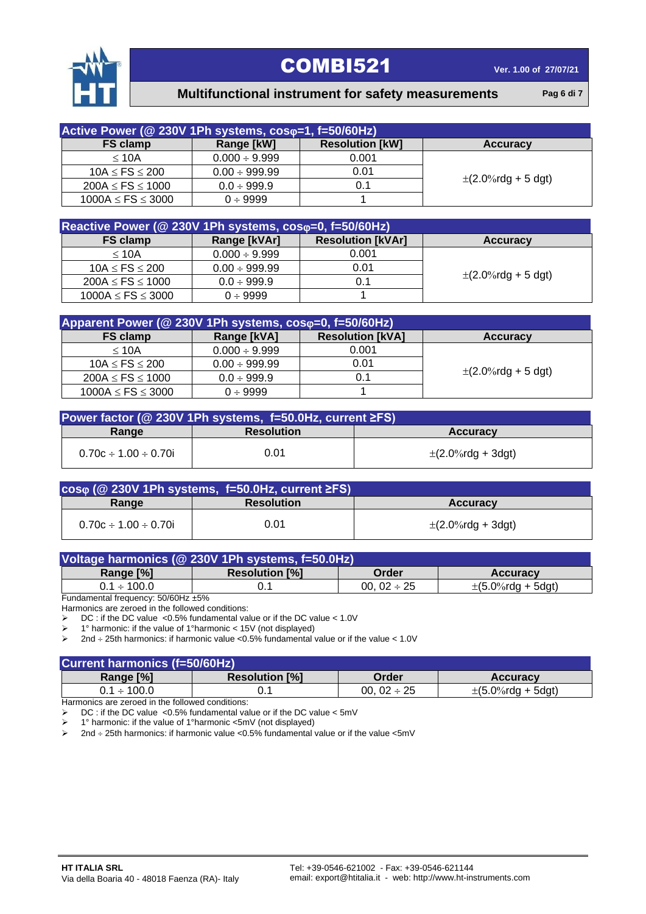| Active Power (@ 230V 1Ph systems, cosφ=1, f=50/60Hz) | | | |
|---|---|---|---|
| **FS clamp** | **Range [kW]** | **Resolution [kW]** | **Accuracy** |
| ≤ 10A | 0.000 ÷ 9.999 | 0.001 | ±(2.0%rdg + 5 dgt) |
| 10A ≤ FS ≤ 200 | 0.00 ÷ 999.99 | 0.01 | |
| 200A ≤ FS ≤ 1000 | 0.0 ÷ 999.9 | 0.1 | |
| 1000A ≤ FS ≤ 3000 | 0 ÷ 9999 | 1 | |

| Reactive Power (@ 230V 1Ph systems, cosφ=0, f=50/60Hz) | | | |
|---|---|---|---|
| **FS clamp** | **Range [kVAr]** | **Resolution [kVAr]** | **Accuracy** |
| ≤ 10A | 0.000 ÷ 9.999 | 0.001 | ±(2.0%rdg + 5 dgt) |
| 10A ≤ FS ≤ 200 | 0.00 ÷ 999.99 | 0.01 | |
| 200A ≤ FS ≤ 1000 | 0.0 ÷ 999.9 | 0.1 | |
| 1000A ≤ FS ≤ 3000 | 0 ÷ 9999 | 1 | |

| Apparent Power (@ 230V 1Ph systems, cosφ=0, f=50/60Hz) | | | |
|---|---|---|---|
| **FS clamp** | **Range [kVA]** | **Resolution [kVA]** | **Accuracy** |
| ≤ 10A | 0.000 ÷ 9.999 | 0.001 | ±(2.0%rdg + 5 dgt) |
| 10A ≤ FS ≤ 200 | 0.00 ÷ 999.99 | 0.01 | |
| 200A ≤ FS ≤ 1000 | 0.0 ÷ 999.9 | 0.1 | |
| 1000A ≤ FS ≤ 3000 | 0 ÷ 9999 | 1 | |

| Power factor (@ 230V 1Ph systems, f=50.0Hz, current ≥FS) | | |
|---|---|---|
| **Range** | **Resolution** | **Accuracy** |
| 0.70c ÷ 1.00 ÷ 0.70i | 0.01 | ±(2.0%rdg + 3dgt) |

| cosφ (@ 230V 1Ph systems, f=50.0Hz, current ≥FS) | | |
|---|---|---|
| **Range** | **Resolution** | **Accuracy** |
| 0.70c ÷ 1.00 ÷ 0.70i | 0.01 | ±(2.0%rdg + 3dgt) |

| Voltage harmonics (@ 230V 1Ph systems, f=50.0Hz) | | | |
|---|---|---|---|
| **Range [%]** | **Resolution [%]** | **Order** | **Accuracy** |
| 0.1 ÷ 100.0 | 0.1 | 00, 02 ÷ 25 | ±(5.0%rdg + 5dgt) |

Fundamental frequency: 50/60Hz ±5%

Harmonics are zeroed in the followed conditions:

- DC : if the DC value <0.5% fundamental value or if the DC value < 1.0V
- 1° harmonic: if the value of 1°harmonic < 15V (not displayed)
- 2nd ÷ 25th harmonics: if harmonic value <0.5% fundamental value or if the value < 1.0V

| Current harmonics (f=50/60Hz) | | | |
|---|---|---|---|
| **Range [%]** | **Resolution [%]** | **Order** | **Accuracy** |
| 0.1 ÷ 100.0 | 0.1 | 00, 02 ÷ 25 | ±(5.0%rdg + 5dgt) |

Harmonics are zeroed in the followed conditions:

- DC : if the DC value <0.5% fundamental value or if the DC value < 5mV
- 1° harmonic: if the value of 1°harmonic <5mV (not displayed)
- 2nd ÷ 25th harmonics: if harmonic value <0.5% fundamental value or if the value <5mV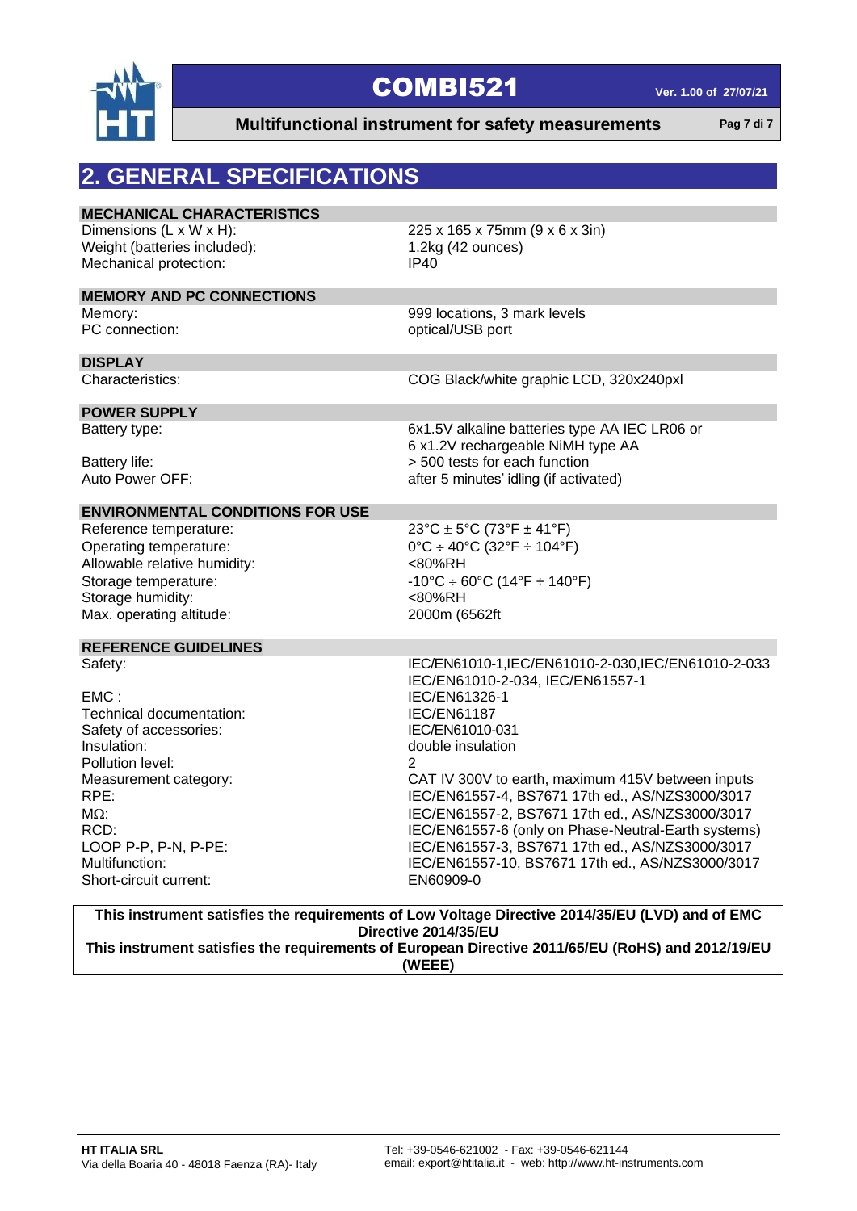## 2. GENERAL SPECIFICATIONS

| MECHANICAL CHARACTERISTICS | |
|---|---|
| Dimensions (L x W x H): | 225 x 165 x 75mm (9 x 6 x 3in) |
| Weight (batteries included): | 1.2kg (42 ounces) |
| Mechanical protection: | IP40 |

| MEMORY AND PC CONNECTIONS | |
|---|---|
| Memory: | 999 locations, 3 mark levels |
| PC connection: | optical/USB port |

| DISPLAY | |
|---|---|
| Characteristics: | COG Black/white graphic LCD, 320x240pxl |

| POWER SUPPLY | |
|---|---|
| Battery type: | 6x1.5V alkaline batteries type AA IEC LR06 or 6 x1.2V rechargeable NiMH type AA |
| Battery life: | > 500 tests for each function |
| Auto Power OFF: | after 5 minutes' idling (if activated) |

| ENVIRONMENTAL CONDITIONS FOR USE | |
|---|---|
| Reference temperature: | 23°C ± 5°C (73°F ± 41°F) |
| Operating temperature: | 0°C ÷ 40°C (32°F ÷ 104°F) |
| Allowable relative humidity: | <80%RH |
| Storage temperature: | -10°C ÷ 60°C (14°F ÷ 140°F) |
| Storage humidity: | <80%RH |
| Max. operating altitude: | 2000m (6562ft |

| REFERENCE GUIDELINES | |
|---|---|
| Safety: | IEC/EN61010-1,IEC/EN61010-2-030,IEC/EN61010-2-033 IEC/EN61010-2-034, IEC/EN61557-1 |
| EMC : | IEC/EN61326-1 |
| Technical documentation: | IEC/EN61187 |
| Safety of accessories: | IEC/EN61010-031 |
| Insulation: | double insulation |
| Pollution level: | 2 |
| Measurement category: | CAT IV 300V to earth, maximum 415V between inputs |
| RPE: | IEC/EN61557-4, BS7671 17th ed., AS/NZS3000/3017 |
| MΩ: | IEC/EN61557-2, BS7671 17th ed., AS/NZS3000/3017 |
| RCD: | IEC/EN61557-6 (only on Phase-Neutral-Earth systems) |
| LOOP P-P, P-N, P-PE: | IEC/EN61557-3, BS7671 17th ed., AS/NZS3000/3017 |
| Multifunction: | IEC/EN61557-10, BS7671 17th ed., AS/NZS3000/3017 |
| Short-circuit current: | EN60909-0 |

**This instrument satisfies the requirements of Low Voltage Directive 2014/35/EU (LVD) and of EMC Directive 2014/35/EU**
**This instrument satisfies the requirements of European Directive 2011/65/EU (RoHS) and 2012/19/EU (WEEE)**